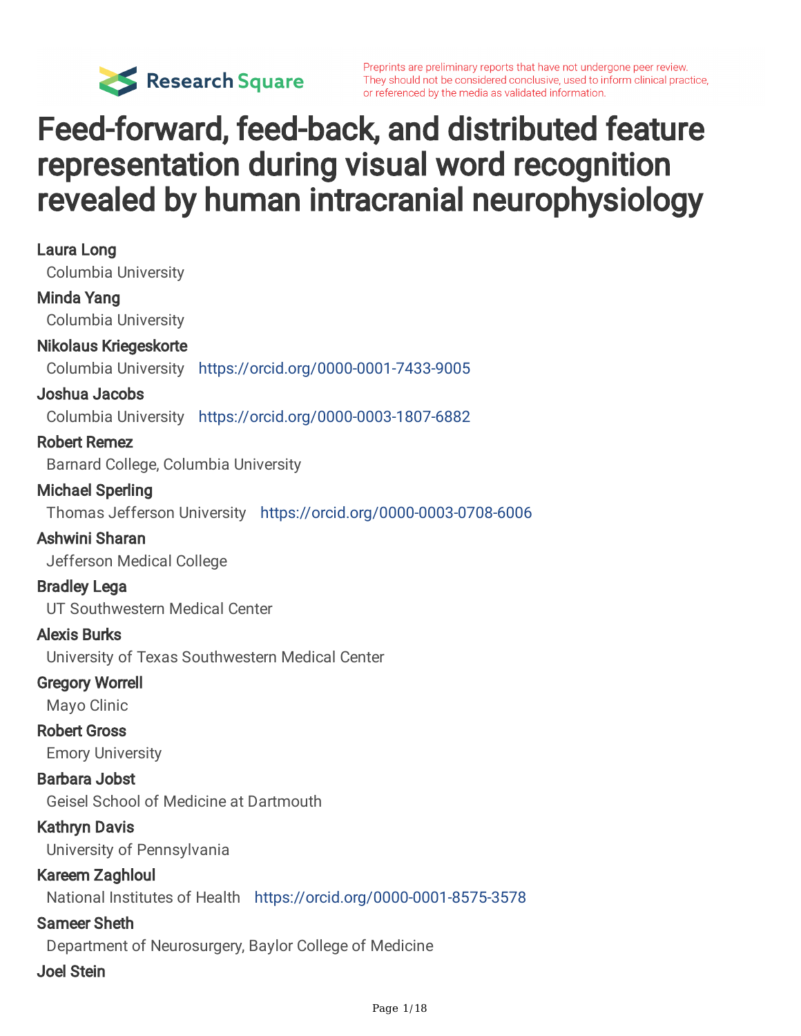Preprints are preliminary reports that have not undergone peer review. They should not be considered conclusive, used to inform clinical practice, or referenced by the media as validated information.

# Feed-forward, feed-back, and distributed feature representation during visual word recognition revealed by human intracranial neurophysiology

**Laura Long**
Columbia University

**Minda Yang**
Columbia University

**Nikolaus Kriegeskorte**
Columbia University https://orcid.org/0000-0001-7433-9005

**Joshua Jacobs**
Columbia University https://orcid.org/0000-0003-1807-6882

**Robert Remez**
Barnard College, Columbia University

**Michael Sperling**
Thomas Jefferson University https://orcid.org/0000-0003-0708-6006

**Ashwini Sharan**
Jefferson Medical College

**Bradley Lega**
UT Southwestern Medical Center

**Alexis Burks**
University of Texas Southwestern Medical Center

**Gregory Worrell**
Mayo Clinic

**Robert Gross**
Emory University

**Barbara Jobst**
Geisel School of Medicine at Dartmouth

**Kathryn Davis**
University of Pennsylvania

**Kareem Zaghloul**
National Institutes of Health https://orcid.org/0000-0001-8575-3578

**Sameer Sheth**
Department of Neurosurgery, Baylor College of Medicine

**Joel Stein**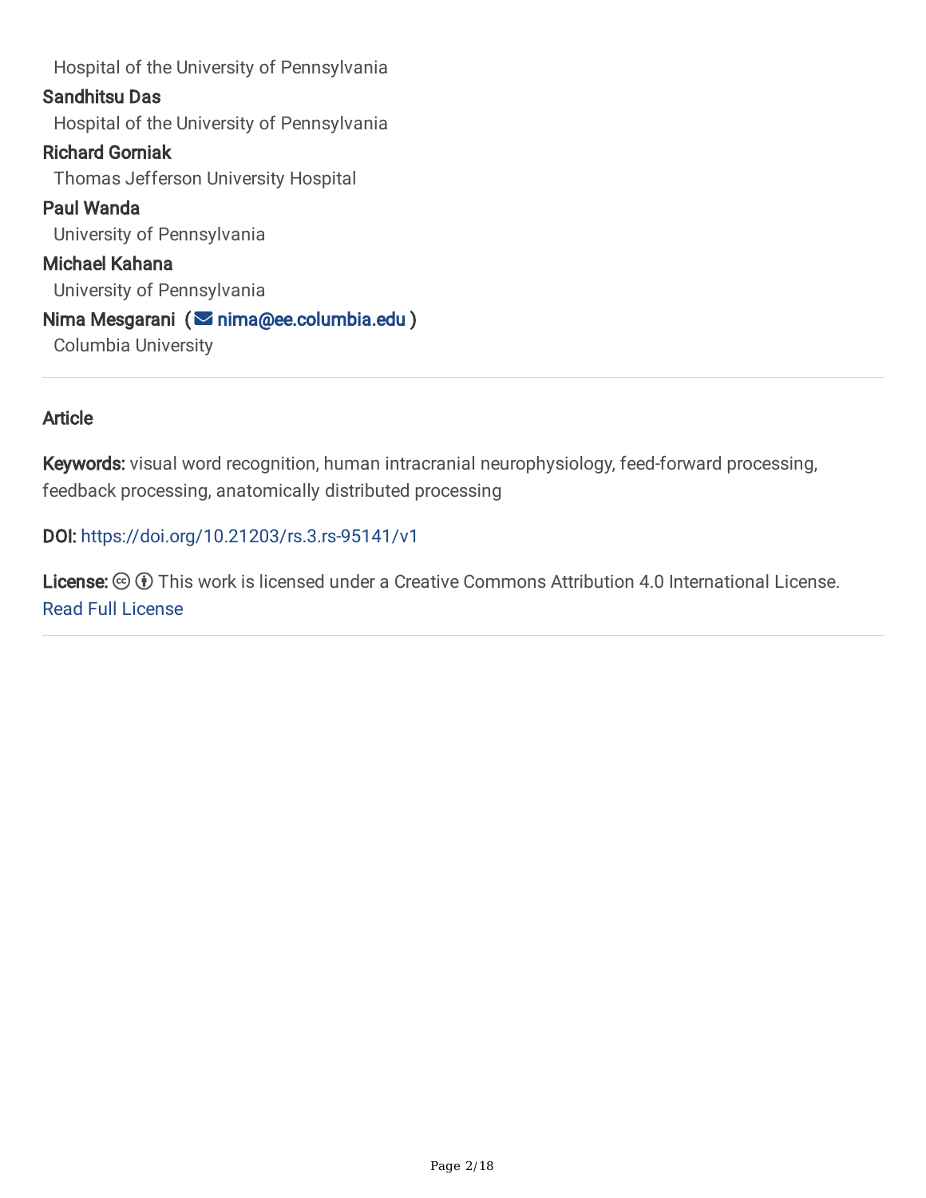Hospital of the University of Pennsylvania

**Sandhitsu Das**

Hospital of the University of Pennsylvania

**Richard Gorniak**

Thomas Jefferson University Hospital

**Paul Wanda**

University of Pennsylvania

**Michael Kahana**

University of Pennsylvania

**Nima Mesgarani** ( nima@ee.columbia.edu )

Columbia University

---

**Article**

**Keywords:** visual word recognition, human intracranial neurophysiology, feed-forward processing, feedback processing, anatomically distributed processing

**DOI:** https://doi.org/10.21203/rs.3.rs-95141/v1

**License:** This work is licensed under a Creative Commons Attribution 4.0 International License. Read Full License

---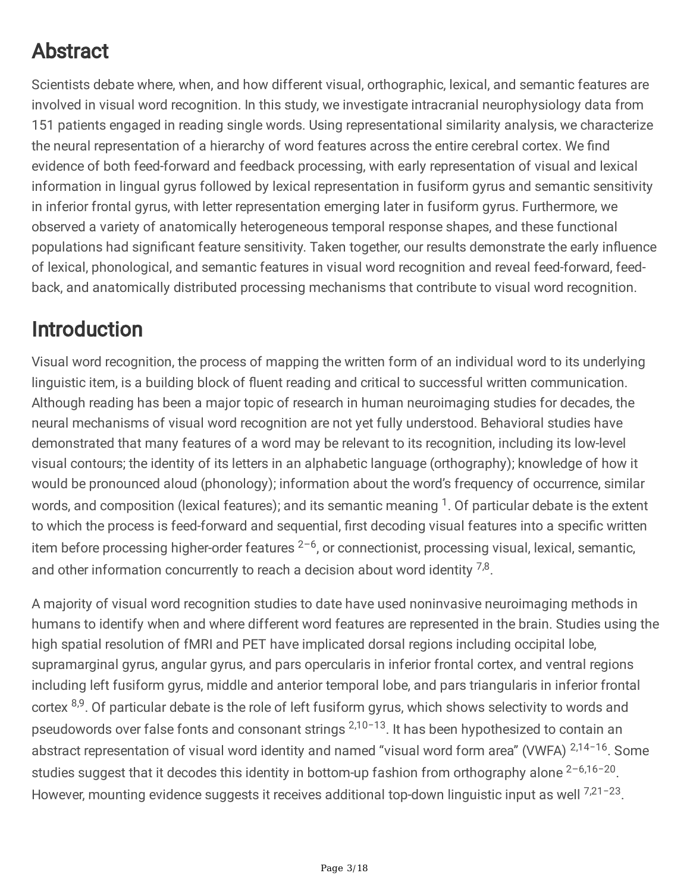# Abstract

Scientists debate where, when, and how different visual, orthographic, lexical, and semantic features are involved in visual word recognition. In this study, we investigate intracranial neurophysiology data from 151 patients engaged in reading single words. Using representational similarity analysis, we characterize the neural representation of a hierarchy of word features across the entire cerebral cortex. We find evidence of both feed-forward and feedback processing, with early representation of visual and lexical information in lingual gyrus followed by lexical representation in fusiform gyrus and semantic sensitivity in inferior frontal gyrus, with letter representation emerging later in fusiform gyrus. Furthermore, we observed a variety of anatomically heterogeneous temporal response shapes, and these functional populations had significant feature sensitivity. Taken together, our results demonstrate the early influence of lexical, phonological, and semantic features in visual word recognition and reveal feed-forward, feed-back, and anatomically distributed processing mechanisms that contribute to visual word recognition.

# Introduction

Visual word recognition, the process of mapping the written form of an individual word to its underlying linguistic item, is a building block of fluent reading and critical to successful written communication. Although reading has been a major topic of research in human neuroimaging studies for decades, the neural mechanisms of visual word recognition are not yet fully understood. Behavioral studies have demonstrated that many features of a word may be relevant to its recognition, including its low-level visual contours; the identity of its letters in an alphabetic language (orthography); knowledge of how it would be pronounced aloud (phonology); information about the word's frequency of occurrence, similar words, and composition (lexical features); and its semantic meaning [1]. Of particular debate is the extent to which the process is feed-forward and sequential, first decoding visual features into a specific written item before processing higher-order features [2–6], or connectionist, processing visual, lexical, semantic, and other information concurrently to reach a decision about word identity [7,8].

A majority of visual word recognition studies to date have used noninvasive neuroimaging methods in humans to identify when and where different word features are represented in the brain. Studies using the high spatial resolution of fMRI and PET have implicated dorsal regions including occipital lobe, supramarginal gyrus, angular gyrus, and pars opercularis in inferior frontal cortex, and ventral regions including left fusiform gyrus, middle and anterior temporal lobe, and pars triangularis in inferior frontal cortex [8,9]. Of particular debate is the role of left fusiform gyrus, which shows selectivity to words and pseudowords over false fonts and consonant strings [2,10–13]. It has been hypothesized to contain an abstract representation of visual word identity and named "visual word form area" (VWFA) [2,14–16]. Some studies suggest that it decodes this identity in bottom-up fashion from orthography alone [2–6,16–20]. However, mounting evidence suggests it receives additional top-down linguistic input as well [7,21–23].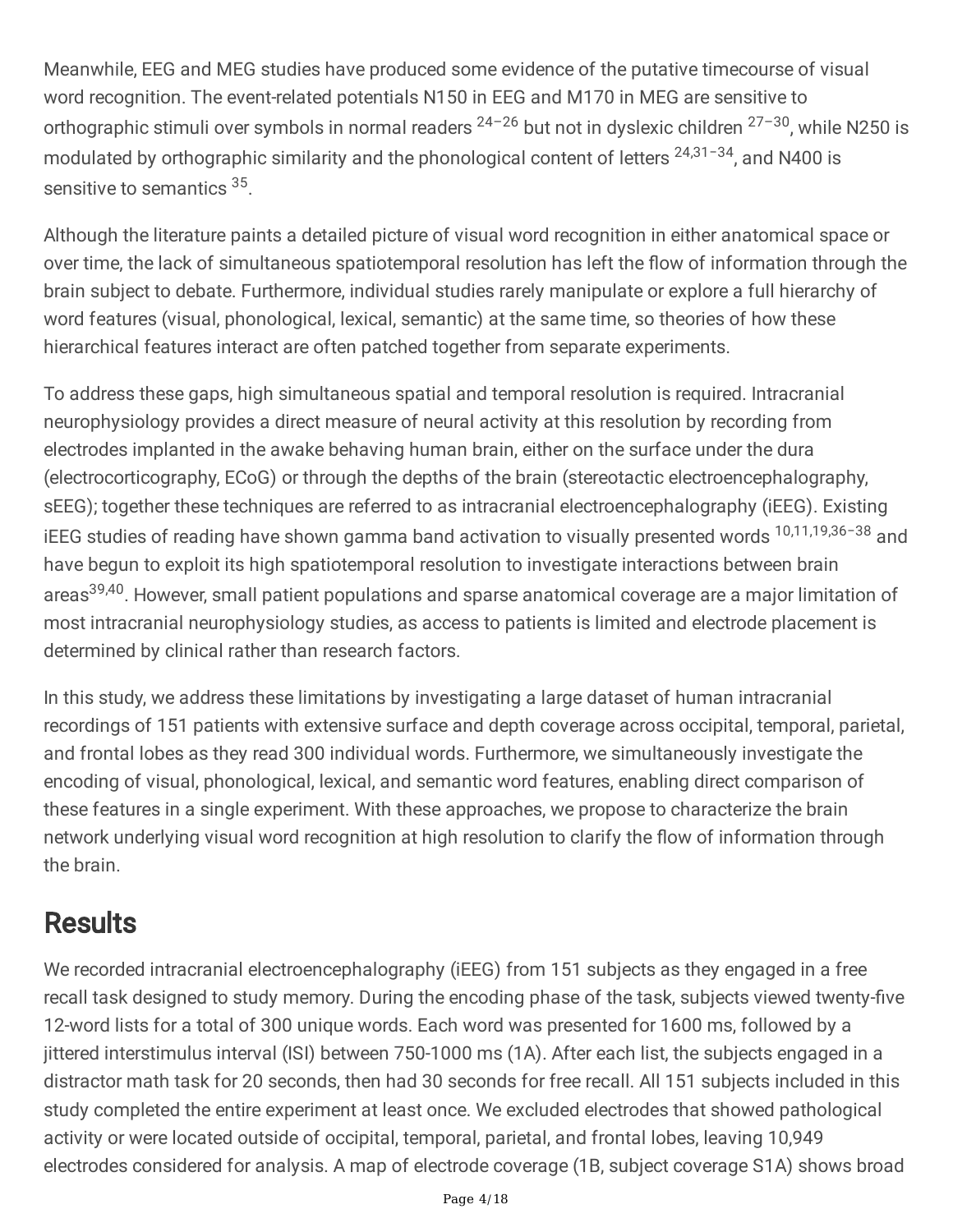Meanwhile, EEG and MEG studies have produced some evidence of the putative timecourse of visual word recognition. The event-related potentials N150 in EEG and M170 in MEG are sensitive to orthographic stimuli over symbols in normal readers [24–26] but not in dyslexic children [27–30], while N250 is modulated by orthographic similarity and the phonological content of letters [24,31–34], and N400 is sensitive to semantics [35].

Although the literature paints a detailed picture of visual word recognition in either anatomical space or over time, the lack of simultaneous spatiotemporal resolution has left the flow of information through the brain subject to debate. Furthermore, individual studies rarely manipulate or explore a full hierarchy of word features (visual, phonological, lexical, semantic) at the same time, so theories of how these hierarchical features interact are often patched together from separate experiments.

To address these gaps, high simultaneous spatial and temporal resolution is required. Intracranial neurophysiology provides a direct measure of neural activity at this resolution by recording from electrodes implanted in the awake behaving human brain, either on the surface under the dura (electrocorticography, ECoG) or through the depths of the brain (stereotactic electroencephalography, sEEG); together these techniques are referred to as intracranial electroencephalography (iEEG). Existing iEEG studies of reading have shown gamma band activation to visually presented words [10,11,19,36–38] and have begun to exploit its high spatiotemporal resolution to investigate interactions between brain areas[39,40]. However, small patient populations and sparse anatomical coverage are a major limitation of most intracranial neurophysiology studies, as access to patients is limited and electrode placement is determined by clinical rather than research factors.

In this study, we address these limitations by investigating a large dataset of human intracranial recordings of 151 patients with extensive surface and depth coverage across occipital, temporal, parietal, and frontal lobes as they read 300 individual words. Furthermore, we simultaneously investigate the encoding of visual, phonological, lexical, and semantic word features, enabling direct comparison of these features in a single experiment. With these approaches, we propose to characterize the brain network underlying visual word recognition at high resolution to clarify the flow of information through the brain.

# Results

We recorded intracranial electroencephalography (iEEG) from 151 subjects as they engaged in a free recall task designed to study memory. During the encoding phase of the task, subjects viewed twenty-five 12-word lists for a total of 300 unique words. Each word was presented for 1600 ms, followed by a jittered interstimulus interval (ISI) between 750-1000 ms (1A). After each list, the subjects engaged in a distractor math task for 20 seconds, then had 30 seconds for free recall. All 151 subjects included in this study completed the entire experiment at least once. We excluded electrodes that showed pathological activity or were located outside of occipital, temporal, parietal, and frontal lobes, leaving 10,949 electrodes considered for analysis. A map of electrode coverage (1B, subject coverage S1A) shows broad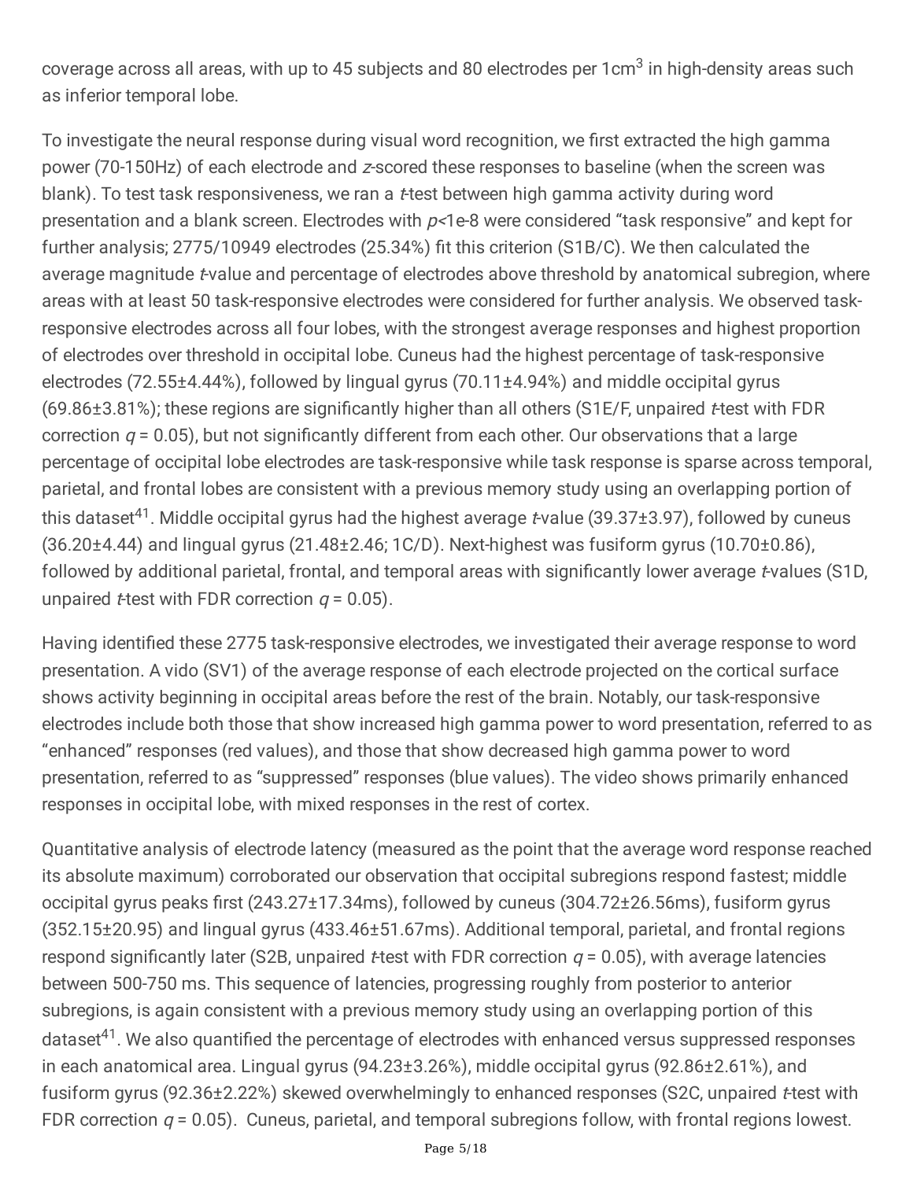coverage across all areas, with up to 45 subjects and 80 electrodes per 1cm$^3$ in high-density areas such as inferior temporal lobe.

To investigate the neural response during visual word recognition, we first extracted the high gamma power (70-150Hz) of each electrode and *z*-scored these responses to baseline (when the screen was blank). To test task responsiveness, we ran a *t*-test between high gamma activity during word presentation and a blank screen. Electrodes with $p$<1e-8 were considered "task responsive" and kept for further analysis; 2775/10949 electrodes (25.34%) fit this criterion (S1B/C). We then calculated the average magnitude *t*-value and percentage of electrodes above threshold by anatomical subregion, where areas with at least 50 task-responsive electrodes were considered for further analysis. We observed task-responsive electrodes across all four lobes, with the strongest average responses and highest proportion of electrodes over threshold in occipital lobe. Cuneus had the highest percentage of task-responsive electrodes (72.55±4.44%), followed by lingual gyrus (70.11±4.94%) and middle occipital gyrus (69.86±3.81%); these regions are significantly higher than all others (S1E/F, unpaired *t*-test with FDR correction $q$ = 0.05), but not significantly different from each other. Our observations that a large percentage of occipital lobe electrodes are task-responsive while task response is sparse across temporal, parietal, and frontal lobes are consistent with a previous memory study using an overlapping portion of this dataset[41]. Middle occipital gyrus had the highest average *t*-value (39.37±3.97), followed by cuneus (36.20±4.44) and lingual gyrus (21.48±2.46; 1C/D). Next-highest was fusiform gyrus (10.70±0.86), followed by additional parietal, frontal, and temporal areas with significantly lower average *t*-values (S1D, unpaired *t*-test with FDR correction $q$ = 0.05).

Having identified these 2775 task-responsive electrodes, we investigated their average response to word presentation. A vido (SV1) of the average response of each electrode projected on the cortical surface shows activity beginning in occipital areas before the rest of the brain. Notably, our task-responsive electrodes include both those that show increased high gamma power to word presentation, referred to as "enhanced" responses (red values), and those that show decreased high gamma power to word presentation, referred to as "suppressed" responses (blue values). The video shows primarily enhanced responses in occipital lobe, with mixed responses in the rest of cortex.

Quantitative analysis of electrode latency (measured as the point that the average word response reached its absolute maximum) corroborated our observation that occipital subregions respond fastest; middle occipital gyrus peaks first (243.27±17.34ms), followed by cuneus (304.72±26.56ms), fusiform gyrus (352.15±20.95) and lingual gyrus (433.46±51.67ms). Additional temporal, parietal, and frontal regions respond significantly later (S2B, unpaired *t*-test with FDR correction $q$ = 0.05), with average latencies between 500-750 ms. This sequence of latencies, progressing roughly from posterior to anterior subregions, is again consistent with a previous memory study using an overlapping portion of this dataset[41]. We also quantified the percentage of electrodes with enhanced versus suppressed responses in each anatomical area. Lingual gyrus (94.23±3.26%), middle occipital gyrus (92.86±2.61%), and fusiform gyrus (92.36±2.22%) skewed overwhelmingly to enhanced responses (S2C, unpaired *t*-test with FDR correction $q$ = 0.05). Cuneus, parietal, and temporal subregions follow, with frontal regions lowest.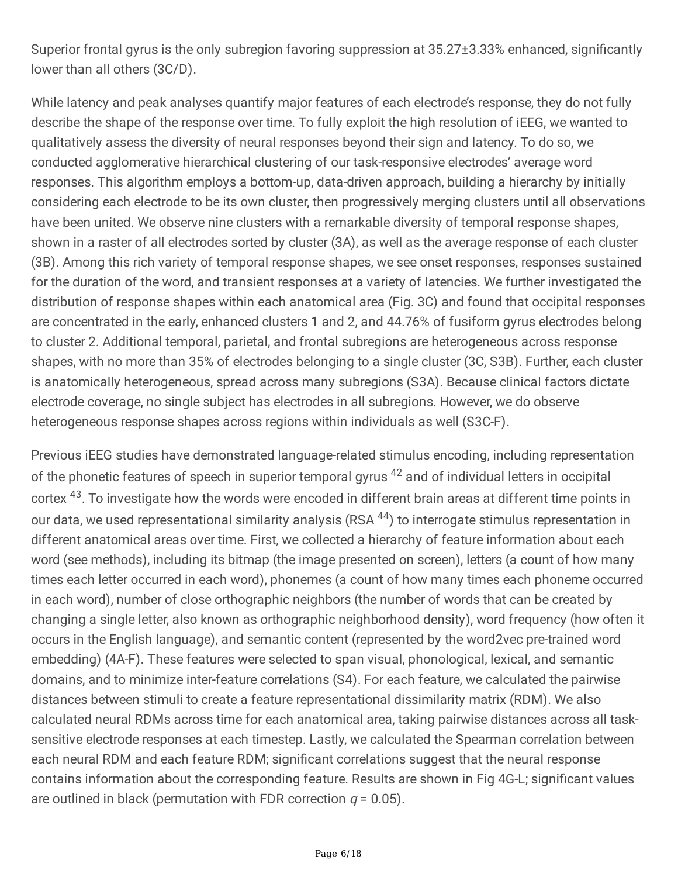Superior frontal gyrus is the only subregion favoring suppression at 35.27±3.33% enhanced, significantly lower than all others (3C/D).

While latency and peak analyses quantify major features of each electrode's response, they do not fully describe the shape of the response over time. To fully exploit the high resolution of iEEG, we wanted to qualitatively assess the diversity of neural responses beyond their sign and latency. To do so, we conducted agglomerative hierarchical clustering of our task-responsive electrodes' average word responses. This algorithm employs a bottom-up, data-driven approach, building a hierarchy by initially considering each electrode to be its own cluster, then progressively merging clusters until all observations have been united. We observe nine clusters with a remarkable diversity of temporal response shapes, shown in a raster of all electrodes sorted by cluster (3A), as well as the average response of each cluster (3B). Among this rich variety of temporal response shapes, we see onset responses, responses sustained for the duration of the word, and transient responses at a variety of latencies. We further investigated the distribution of response shapes within each anatomical area (Fig. 3C) and found that occipital responses are concentrated in the early, enhanced clusters 1 and 2, and 44.76% of fusiform gyrus electrodes belong to cluster 2. Additional temporal, parietal, and frontal subregions are heterogeneous across response shapes, with no more than 35% of electrodes belonging to a single cluster (3C, S3B). Further, each cluster is anatomically heterogeneous, spread across many subregions (S3A). Because clinical factors dictate electrode coverage, no single subject has electrodes in all subregions. However, we do observe heterogeneous response shapes across regions within individuals as well (S3C-F).

Previous iEEG studies have demonstrated language-related stimulus encoding, including representation of the phonetic features of speech in superior temporal gyrus [42] and of individual letters in occipital cortex [43]. To investigate how the words were encoded in different brain areas at different time points in our data, we used representational similarity analysis (RSA [44]) to interrogate stimulus representation in different anatomical areas over time. First, we collected a hierarchy of feature information about each word (see methods), including its bitmap (the image presented on screen), letters (a count of how many times each letter occurred in each word), phonemes (a count of how many times each phoneme occurred in each word), number of close orthographic neighbors (the number of words that can be created by changing a single letter, also known as orthographic neighborhood density), word frequency (how often it occurs in the English language), and semantic content (represented by the word2vec pre-trained word embedding) (4A-F). These features were selected to span visual, phonological, lexical, and semantic domains, and to minimize inter-feature correlations (S4). For each feature, we calculated the pairwise distances between stimuli to create a feature representational dissimilarity matrix (RDM). We also calculated neural RDMs across time for each anatomical area, taking pairwise distances across all task-sensitive electrode responses at each timestep. Lastly, we calculated the Spearman correlation between each neural RDM and each feature RDM; significant correlations suggest that the neural response contains information about the corresponding feature. Results are shown in Fig 4G-L; significant values are outlined in black (permutation with FDR correction $q = 0.05$).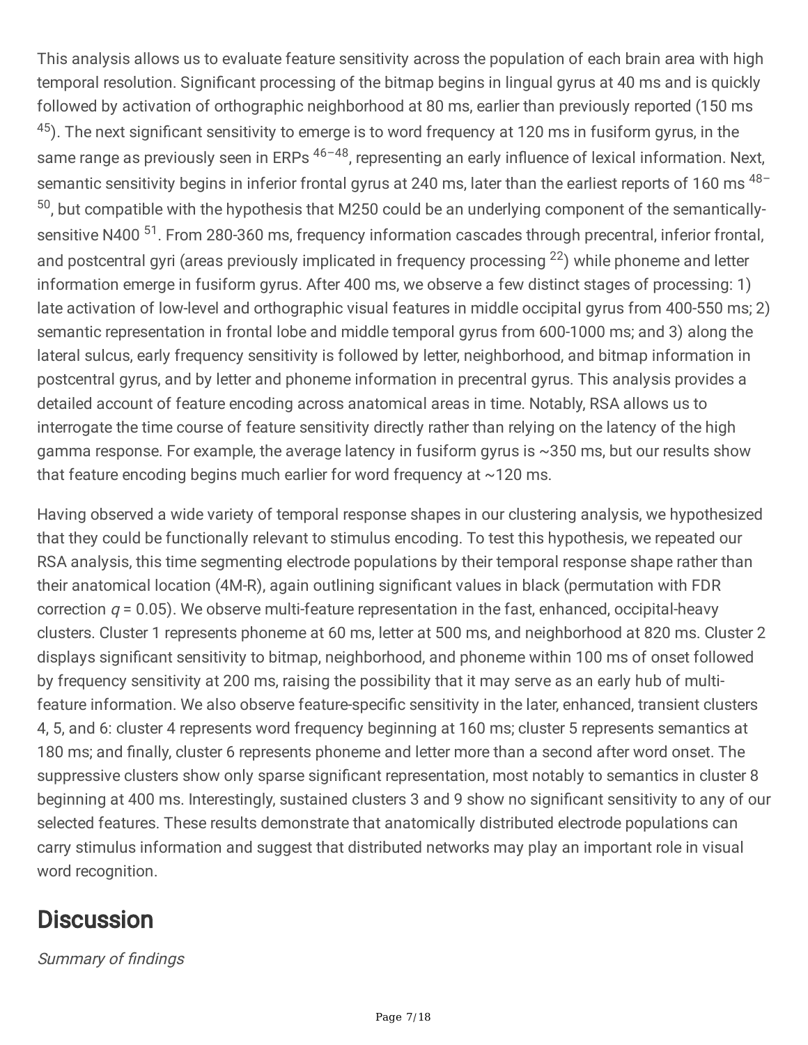This analysis allows us to evaluate feature sensitivity across the population of each brain area with high temporal resolution. Significant processing of the bitmap begins in lingual gyrus at 40 ms and is quickly followed by activation of orthographic neighborhood at 80 ms, earlier than previously reported (150 ms [45]). The next significant sensitivity to emerge is to word frequency at 120 ms in fusiform gyrus, in the same range as previously seen in ERPs [46–48], representing an early influence of lexical information. Next, semantic sensitivity begins in inferior frontal gyrus at 240 ms, later than the earliest reports of 160 ms [48–50], but compatible with the hypothesis that M250 could be an underlying component of the semantically-sensitive N400 [51]. From 280-360 ms, frequency information cascades through precentral, inferior frontal, and postcentral gyri (areas previously implicated in frequency processing [22]) while phoneme and letter information emerge in fusiform gyrus. After 400 ms, we observe a few distinct stages of processing: 1) late activation of low-level and orthographic visual features in middle occipital gyrus from 400-550 ms; 2) semantic representation in frontal lobe and middle temporal gyrus from 600-1000 ms; and 3) along the lateral sulcus, early frequency sensitivity is followed by letter, neighborhood, and bitmap information in postcentral gyrus, and by letter and phoneme information in precentral gyrus. This analysis provides a detailed account of feature encoding across anatomical areas in time. Notably, RSA allows us to interrogate the time course of feature sensitivity directly rather than relying on the latency of the high gamma response. For example, the average latency in fusiform gyrus is ~350 ms, but our results show that feature encoding begins much earlier for word frequency at ~120 ms.

Having observed a wide variety of temporal response shapes in our clustering analysis, we hypothesized that they could be functionally relevant to stimulus encoding. To test this hypothesis, we repeated our RSA analysis, this time segmenting electrode populations by their temporal response shape rather than their anatomical location (4M-R), again outlining significant values in black (permutation with FDR correction $q = 0.05$). We observe multi-feature representation in the fast, enhanced, occipital-heavy clusters. Cluster 1 represents phoneme at 60 ms, letter at 500 ms, and neighborhood at 820 ms. Cluster 2 displays significant sensitivity to bitmap, neighborhood, and phoneme within 100 ms of onset followed by frequency sensitivity at 200 ms, raising the possibility that it may serve as an early hub of multi-feature information. We also observe feature-specific sensitivity in the later, enhanced, transient clusters 4, 5, and 6: cluster 4 represents word frequency beginning at 160 ms; cluster 5 represents semantics at 180 ms; and finally, cluster 6 represents phoneme and letter more than a second after word onset. The suppressive clusters show only sparse significant representation, most notably to semantics in cluster 8 beginning at 400 ms. Interestingly, sustained clusters 3 and 9 show no significant sensitivity to any of our selected features. These results demonstrate that anatomically distributed electrode populations can carry stimulus information and suggest that distributed networks may play an important role in visual word recognition.

# Discussion

*Summary of findings*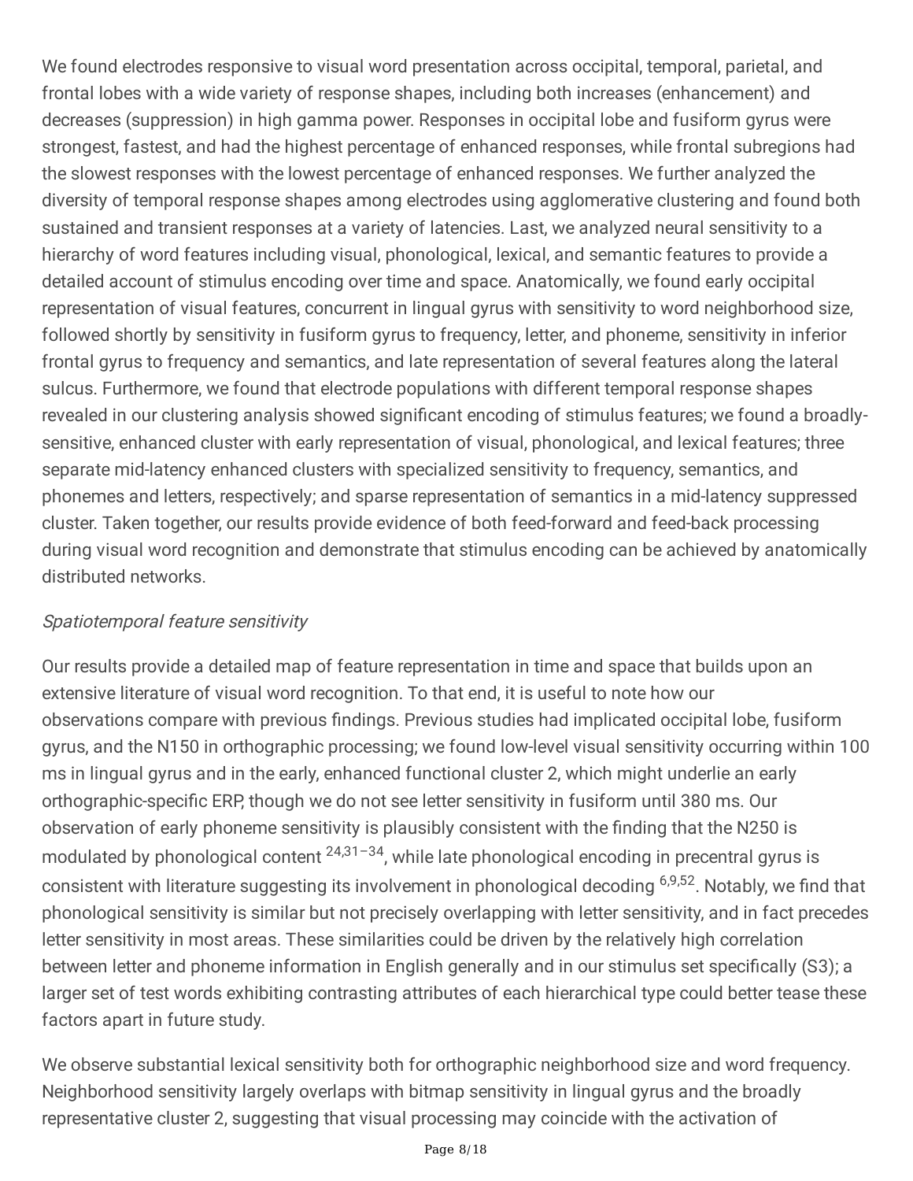We found electrodes responsive to visual word presentation across occipital, temporal, parietal, and frontal lobes with a wide variety of response shapes, including both increases (enhancement) and decreases (suppression) in high gamma power. Responses in occipital lobe and fusiform gyrus were strongest, fastest, and had the highest percentage of enhanced responses, while frontal subregions had the slowest responses with the lowest percentage of enhanced responses. We further analyzed the diversity of temporal response shapes among electrodes using agglomerative clustering and found both sustained and transient responses at a variety of latencies. Last, we analyzed neural sensitivity to a hierarchy of word features including visual, phonological, lexical, and semantic features to provide a detailed account of stimulus encoding over time and space. Anatomically, we found early occipital representation of visual features, concurrent in lingual gyrus with sensitivity to word neighborhood size, followed shortly by sensitivity in fusiform gyrus to frequency, letter, and phoneme, sensitivity in inferior frontal gyrus to frequency and semantics, and late representation of several features along the lateral sulcus. Furthermore, we found that electrode populations with different temporal response shapes revealed in our clustering analysis showed significant encoding of stimulus features; we found a broadly-sensitive, enhanced cluster with early representation of visual, phonological, and lexical features; three separate mid-latency enhanced clusters with specialized sensitivity to frequency, semantics, and phonemes and letters, respectively; and sparse representation of semantics in a mid-latency suppressed cluster. Taken together, our results provide evidence of both feed-forward and feed-back processing during visual word recognition and demonstrate that stimulus encoding can be achieved by anatomically distributed networks.

*Spatiotemporal feature sensitivity*

Our results provide a detailed map of feature representation in time and space that builds upon an extensive literature of visual word recognition. To that end, it is useful to note how our observations compare with previous findings. Previous studies had implicated occipital lobe, fusiform gyrus, and the N150 in orthographic processing; we found low-level visual sensitivity occurring within 100 ms in lingual gyrus and in the early, enhanced functional cluster 2, which might underlie an early orthographic-specific ERP, though we do not see letter sensitivity in fusiform until 380 ms. Our observation of early phoneme sensitivity is plausibly consistent with the finding that the N250 is modulated by phonological content [24,31–34], while late phonological encoding in precentral gyrus is consistent with literature suggesting its involvement in phonological decoding [6,9,52]. Notably, we find that phonological sensitivity is similar but not precisely overlapping with letter sensitivity, and in fact precedes letter sensitivity in most areas. These similarities could be driven by the relatively high correlation between letter and phoneme information in English generally and in our stimulus set specifically (S3); a larger set of test words exhibiting contrasting attributes of each hierarchical type could better tease these factors apart in future study.

We observe substantial lexical sensitivity both for orthographic neighborhood size and word frequency. Neighborhood sensitivity largely overlaps with bitmap sensitivity in lingual gyrus and the broadly representative cluster 2, suggesting that visual processing may coincide with the activation of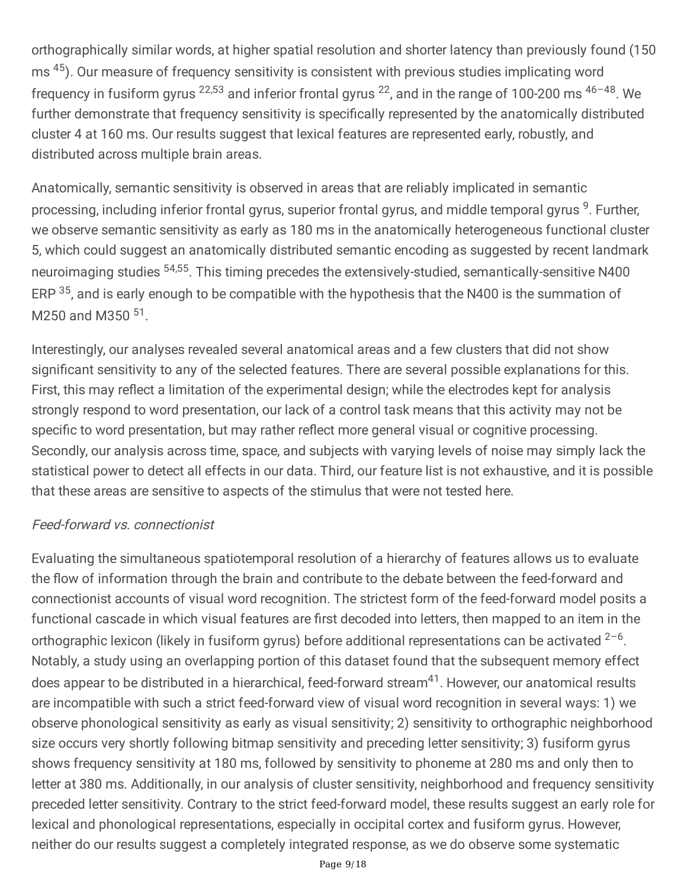orthographically similar words, at higher spatial resolution and shorter latency than previously found (150 ms [45]). Our measure of frequency sensitivity is consistent with previous studies implicating word frequency in fusiform gyrus [22,53] and inferior frontal gyrus [22], and in the range of 100-200 ms [46–48]. We further demonstrate that frequency sensitivity is specifically represented by the anatomically distributed cluster 4 at 160 ms. Our results suggest that lexical features are represented early, robustly, and distributed across multiple brain areas.

Anatomically, semantic sensitivity is observed in areas that are reliably implicated in semantic processing, including inferior frontal gyrus, superior frontal gyrus, and middle temporal gyrus [9]. Further, we observe semantic sensitivity as early as 180 ms in the anatomically heterogeneous functional cluster 5, which could suggest an anatomically distributed semantic encoding as suggested by recent landmark neuroimaging studies [54,55]. This timing precedes the extensively-studied, semantically-sensitive N400 ERP [35], and is early enough to be compatible with the hypothesis that the N400 is the summation of M250 and M350 [51].

Interestingly, our analyses revealed several anatomical areas and a few clusters that did not show significant sensitivity to any of the selected features. There are several possible explanations for this. First, this may reflect a limitation of the experimental design; while the electrodes kept for analysis strongly respond to word presentation, our lack of a control task means that this activity may not be specific to word presentation, but may rather reflect more general visual or cognitive processing. Secondly, our analysis across time, space, and subjects with varying levels of noise may simply lack the statistical power to detect all effects in our data. Third, our feature list is not exhaustive, and it is possible that these areas are sensitive to aspects of the stimulus that were not tested here.

*Feed-forward vs. connectionist*

Evaluating the simultaneous spatiotemporal resolution of a hierarchy of features allows us to evaluate the flow of information through the brain and contribute to the debate between the feed-forward and connectionist accounts of visual word recognition. The strictest form of the feed-forward model posits a functional cascade in which visual features are first decoded into letters, then mapped to an item in the orthographic lexicon (likely in fusiform gyrus) before additional representations can be activated [2–6]. Notably, a study using an overlapping portion of this dataset found that the subsequent memory effect does appear to be distributed in a hierarchical, feed-forward stream[41]. However, our anatomical results are incompatible with such a strict feed-forward view of visual word recognition in several ways: 1) we observe phonological sensitivity as early as visual sensitivity; 2) sensitivity to orthographic neighborhood size occurs very shortly following bitmap sensitivity and preceding letter sensitivity; 3) fusiform gyrus shows frequency sensitivity at 180 ms, followed by sensitivity to phoneme at 280 ms and only then to letter at 380 ms. Additionally, in our analysis of cluster sensitivity, neighborhood and frequency sensitivity preceded letter sensitivity. Contrary to the strict feed-forward model, these results suggest an early role for lexical and phonological representations, especially in occipital cortex and fusiform gyrus. However, neither do our results suggest a completely integrated response, as we do observe some systematic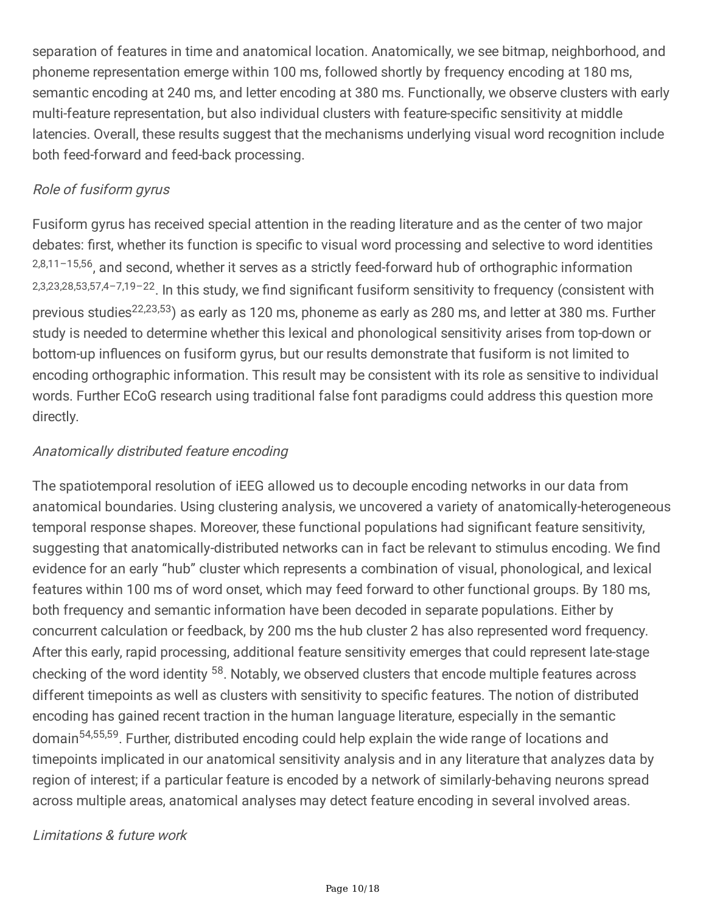separation of features in time and anatomical location. Anatomically, we see bitmap, neighborhood, and phoneme representation emerge within 100 ms, followed shortly by frequency encoding at 180 ms, semantic encoding at 240 ms, and letter encoding at 380 ms. Functionally, we observe clusters with early multi-feature representation, but also individual clusters with feature-specific sensitivity at middle latencies. Overall, these results suggest that the mechanisms underlying visual word recognition include both feed-forward and feed-back processing.

*Role of fusiform gyrus*

Fusiform gyrus has received special attention in the reading literature and as the center of two major debates: first, whether its function is specific to visual word processing and selective to word identities [2,8,11–15,56], and second, whether it serves as a strictly feed-forward hub of orthographic information [2,3,23,28,53,57,4–7,19–22]. In this study, we find significant fusiform sensitivity to frequency (consistent with previous studies[22,23,53]) as early as 120 ms, phoneme as early as 280 ms, and letter at 380 ms. Further study is needed to determine whether this lexical and phonological sensitivity arises from top-down or bottom-up influences on fusiform gyrus, but our results demonstrate that fusiform is not limited to encoding orthographic information. This result may be consistent with its role as sensitive to individual words. Further ECoG research using traditional false font paradigms could address this question more directly.

*Anatomically distributed feature encoding*

The spatiotemporal resolution of iEEG allowed us to decouple encoding networks in our data from anatomical boundaries. Using clustering analysis, we uncovered a variety of anatomically-heterogeneous temporal response shapes. Moreover, these functional populations had significant feature sensitivity, suggesting that anatomically-distributed networks can in fact be relevant to stimulus encoding. We find evidence for an early "hub" cluster which represents a combination of visual, phonological, and lexical features within 100 ms of word onset, which may feed forward to other functional groups. By 180 ms, both frequency and semantic information have been decoded in separate populations. Either by concurrent calculation or feedback, by 200 ms the hub cluster 2 has also represented word frequency. After this early, rapid processing, additional feature sensitivity emerges that could represent late-stage checking of the word identity [58]. Notably, we observed clusters that encode multiple features across different timepoints as well as clusters with sensitivity to specific features. The notion of distributed encoding has gained recent traction in the human language literature, especially in the semantic domain[54,55,59]. Further, distributed encoding could help explain the wide range of locations and timepoints implicated in our anatomical sensitivity analysis and in any literature that analyzes data by region of interest; if a particular feature is encoded by a network of similarly-behaving neurons spread across multiple areas, anatomical analyses may detect feature encoding in several involved areas.

*Limitations & future work*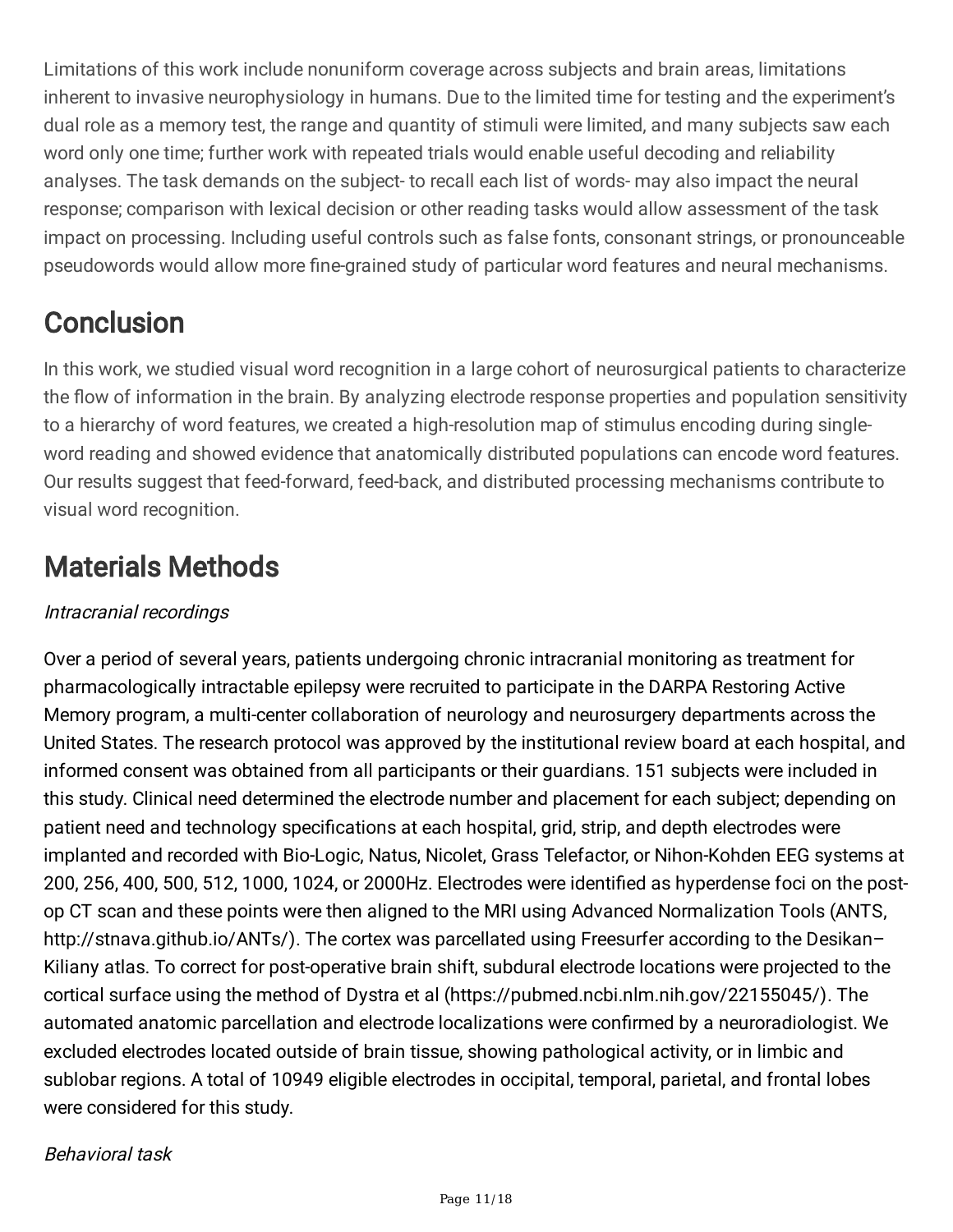Limitations of this work include nonuniform coverage across subjects and brain areas, limitations inherent to invasive neurophysiology in humans. Due to the limited time for testing and the experiment's dual role as a memory test, the range and quantity of stimuli were limited, and many subjects saw each word only one time; further work with repeated trials would enable useful decoding and reliability analyses. The task demands on the subject- to recall each list of words- may also impact the neural response; comparison with lexical decision or other reading tasks would allow assessment of the task impact on processing. Including useful controls such as false fonts, consonant strings, or pronounceable pseudowords would allow more fine-grained study of particular word features and neural mechanisms.

# Conclusion

In this work, we studied visual word recognition in a large cohort of neurosurgical patients to characterize the flow of information in the brain. By analyzing electrode response properties and population sensitivity to a hierarchy of word features, we created a high-resolution map of stimulus encoding during single-word reading and showed evidence that anatomically distributed populations can encode word features. Our results suggest that feed-forward, feed-back, and distributed processing mechanisms contribute to visual word recognition.

# Materials Methods

*Intracranial recordings*

Over a period of several years, patients undergoing chronic intracranial monitoring as treatment for pharmacologically intractable epilepsy were recruited to participate in the DARPA Restoring Active Memory program, a multi-center collaboration of neurology and neurosurgery departments across the United States. The research protocol was approved by the institutional review board at each hospital, and informed consent was obtained from all participants or their guardians. 151 subjects were included in this study. Clinical need determined the electrode number and placement for each subject; depending on patient need and technology specifications at each hospital, grid, strip, and depth electrodes were implanted and recorded with Bio-Logic, Natus, Nicolet, Grass Telefactor, or Nihon-Kohden EEG systems at 200, 256, 400, 500, 512, 1000, 1024, or 2000Hz. Electrodes were identified as hyperdense foci on the post-op CT scan and these points were then aligned to the MRI using Advanced Normalization Tools (ANTS, http://stnava.github.io/ANTs/). The cortex was parcellated using Freesurfer according to the Desikan–Kiliany atlas. To correct for post-operative brain shift, subdural electrode locations were projected to the cortical surface using the method of Dystra et al (https://pubmed.ncbi.nlm.nih.gov/22155045/). The automated anatomic parcellation and electrode localizations were confirmed by a neuroradiologist. We excluded electrodes located outside of brain tissue, showing pathological activity, or in limbic and sublobar regions. A total of 10949 eligible electrodes in occipital, temporal, parietal, and frontal lobes were considered for this study.

*Behavioral task*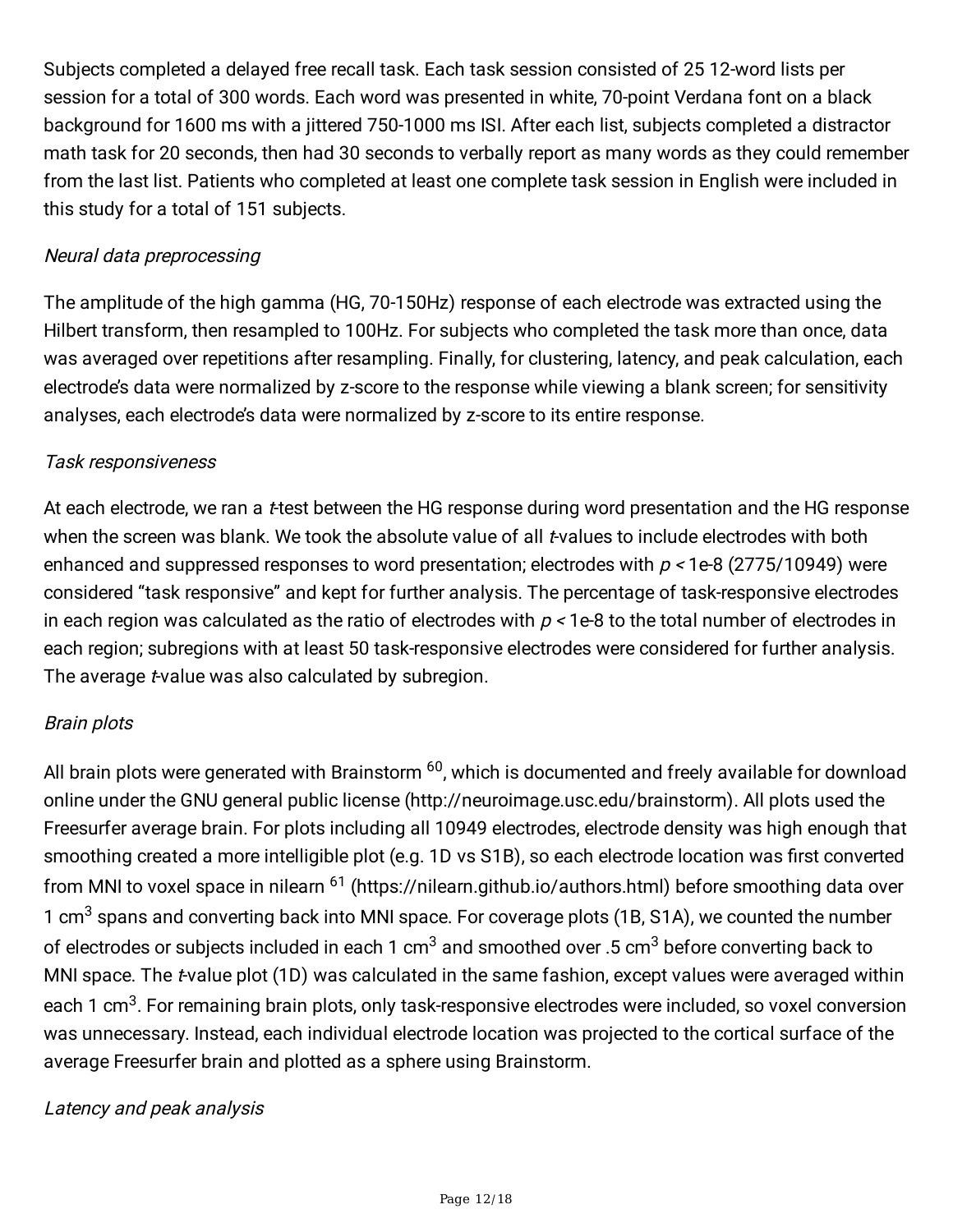Subjects completed a delayed free recall task. Each task session consisted of 25 12-word lists per session for a total of 300 words. Each word was presented in white, 70-point Verdana font on a black background for 1600 ms with a jittered 750-1000 ms ISI. After each list, subjects completed a distractor math task for 20 seconds, then had 30 seconds to verbally report as many words as they could remember from the last list. Patients who completed at least one complete task session in English were included in this study for a total of 151 subjects.

*Neural data preprocessing*

The amplitude of the high gamma (HG, 70-150Hz) response of each electrode was extracted using the Hilbert transform, then resampled to 100Hz. For subjects who completed the task more than once, data was averaged over repetitions after resampling. Finally, for clustering, latency, and peak calculation, each electrode's data were normalized by z-score to the response while viewing a blank screen; for sensitivity analyses, each electrode's data were normalized by z-score to its entire response.

*Task responsiveness*

At each electrode, we ran a *t*-test between the HG response during word presentation and the HG response when the screen was blank. We took the absolute value of all *t*-values to include electrodes with both enhanced and suppressed responses to word presentation; electrodes with $p < 1\text{e-}8$ (2775/10949) were considered "task responsive" and kept for further analysis. The percentage of task-responsive electrodes in each region was calculated as the ratio of electrodes with $p < 1\text{e-}8$ to the total number of electrodes in each region; subregions with at least 50 task-responsive electrodes were considered for further analysis. The average *t*-value was also calculated by subregion.

*Brain plots*

All brain plots were generated with Brainstorm [60], which is documented and freely available for download online under the GNU general public license (http://neuroimage.usc.edu/brainstorm). All plots used the Freesurfer average brain. For plots including all 10949 electrodes, electrode density was high enough that smoothing created a more intelligible plot (e.g. 1D vs S1B), so each electrode location was first converted from MNI to voxel space in nilearn [61] (https://nilearn.github.io/authors.html) before smoothing data over 1 $cm^3$ spans and converting back into MNI space. For coverage plots (1B, S1A), we counted the number of electrodes or subjects included in each 1 $cm^3$ and smoothed over .5 $cm^3$ before converting back to MNI space. The *t*-value plot (1D) was calculated in the same fashion, except values were averaged within each 1 $cm^3$. For remaining brain plots, only task-responsive electrodes were included, so voxel conversion was unnecessary. Instead, each individual electrode location was projected to the cortical surface of the average Freesurfer brain and plotted as a sphere using Brainstorm.

*Latency and peak analysis*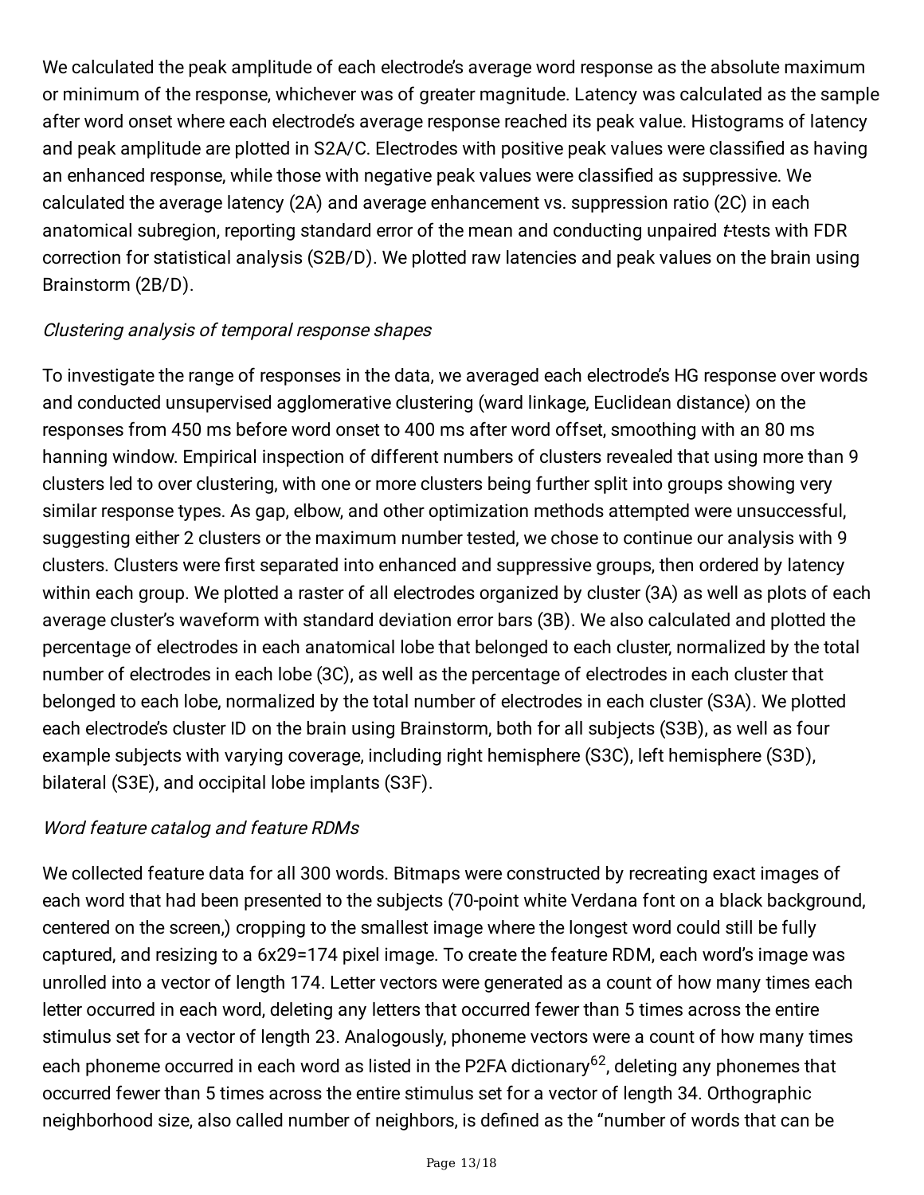We calculated the peak amplitude of each electrode's average word response as the absolute maximum or minimum of the response, whichever was of greater magnitude. Latency was calculated as the sample after word onset where each electrode's average response reached its peak value. Histograms of latency and peak amplitude are plotted in S2A/C. Electrodes with positive peak values were classified as having an enhanced response, while those with negative peak values were classified as suppressive. We calculated the average latency (2A) and average enhancement vs. suppression ratio (2C) in each anatomical subregion, reporting standard error of the mean and conducting unpaired *t*-tests with FDR correction for statistical analysis (S2B/D). We plotted raw latencies and peak values on the brain using Brainstorm (2B/D).

*Clustering analysis of temporal response shapes*

To investigate the range of responses in the data, we averaged each electrode's HG response over words and conducted unsupervised agglomerative clustering (ward linkage, Euclidean distance) on the responses from 450 ms before word onset to 400 ms after word offset, smoothing with an 80 ms hanning window. Empirical inspection of different numbers of clusters revealed that using more than 9 clusters led to over clustering, with one or more clusters being further split into groups showing very similar response types. As gap, elbow, and other optimization methods attempted were unsuccessful, suggesting either 2 clusters or the maximum number tested, we chose to continue our analysis with 9 clusters. Clusters were first separated into enhanced and suppressive groups, then ordered by latency within each group. We plotted a raster of all electrodes organized by cluster (3A) as well as plots of each average cluster's waveform with standard deviation error bars (3B). We also calculated and plotted the percentage of electrodes in each anatomical lobe that belonged to each cluster, normalized by the total number of electrodes in each lobe (3C), as well as the percentage of electrodes in each cluster that belonged to each lobe, normalized by the total number of electrodes in each cluster (S3A). We plotted each electrode's cluster ID on the brain using Brainstorm, both for all subjects (S3B), as well as four example subjects with varying coverage, including right hemisphere (S3C), left hemisphere (S3D), bilateral (S3E), and occipital lobe implants (S3F).

*Word feature catalog and feature RDMs*

We collected feature data for all 300 words. Bitmaps were constructed by recreating exact images of each word that had been presented to the subjects (70-point white Verdana font on a black background, centered on the screen,) cropping to the smallest image where the longest word could still be fully captured, and resizing to a 6x29=174 pixel image. To create the feature RDM, each word's image was unrolled into a vector of length 174. Letter vectors were generated as a count of how many times each letter occurred in each word, deleting any letters that occurred fewer than 5 times across the entire stimulus set for a vector of length 23. Analogously, phoneme vectors were a count of how many times each phoneme occurred in each word as listed in the P2FA dictionary[62], deleting any phonemes that occurred fewer than 5 times across the entire stimulus set for a vector of length 34. Orthographic neighborhood size, also called number of neighbors, is defined as the "number of words that can be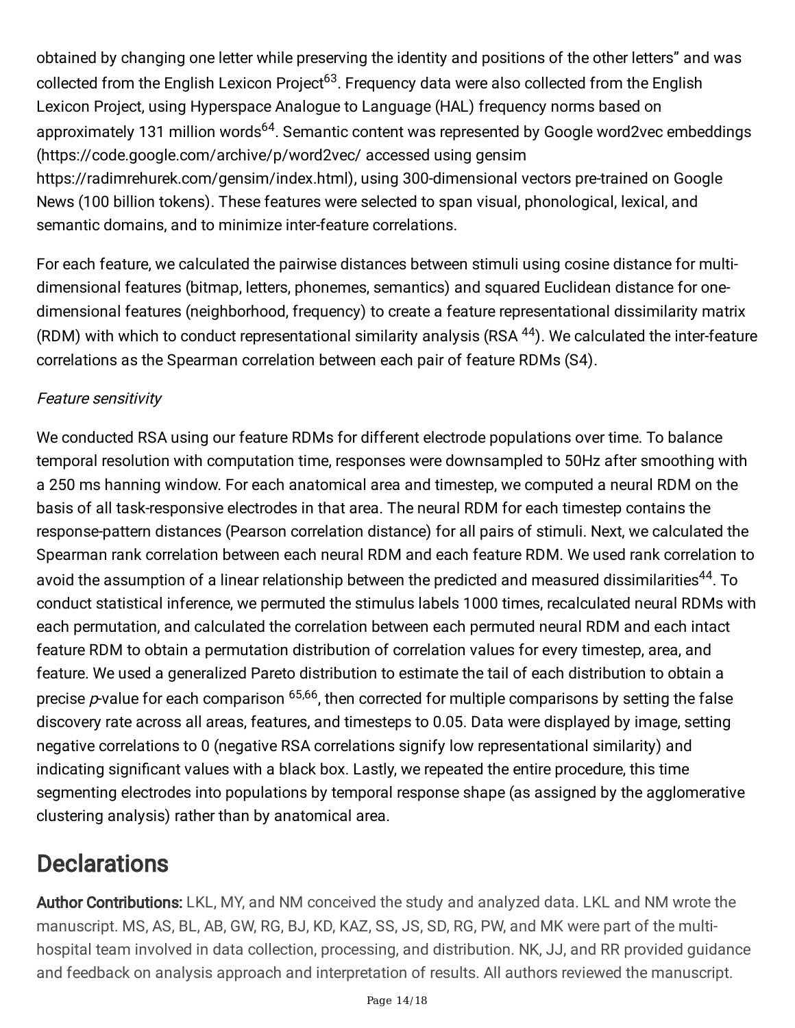obtained by changing one letter while preserving the identity and positions of the other letters" and was collected from the English Lexicon Project[63]. Frequency data were also collected from the English Lexicon Project, using Hyperspace Analogue to Language (HAL) frequency norms based on approximately 131 million words[64]. Semantic content was represented by Google word2vec embeddings (https://code.google.com/archive/p/word2vec/ accessed using gensim https://radimrehurek.com/gensim/index.html), using 300-dimensional vectors pre-trained on Google News (100 billion tokens). These features were selected to span visual, phonological, lexical, and semantic domains, and to minimize inter-feature correlations.

For each feature, we calculated the pairwise distances between stimuli using cosine distance for multi-dimensional features (bitmap, letters, phonemes, semantics) and squared Euclidean distance for one-dimensional features (neighborhood, frequency) to create a feature representational dissimilarity matrix (RDM) with which to conduct representational similarity analysis (RSA [44]). We calculated the inter-feature correlations as the Spearman correlation between each pair of feature RDMs (S4).

*Feature sensitivity*

We conducted RSA using our feature RDMs for different electrode populations over time. To balance temporal resolution with computation time, responses were downsampled to 50Hz after smoothing with a 250 ms hanning window. For each anatomical area and timestep, we computed a neural RDM on the basis of all task-responsive electrodes in that area. The neural RDM for each timestep contains the response-pattern distances (Pearson correlation distance) for all pairs of stimuli. Next, we calculated the Spearman rank correlation between each neural RDM and each feature RDM. We used rank correlation to avoid the assumption of a linear relationship between the predicted and measured dissimilarities[44]. To conduct statistical inference, we permuted the stimulus labels 1000 times, recalculated neural RDMs with each permutation, and calculated the correlation between each permuted neural RDM and each intact feature RDM to obtain a permutation distribution of correlation values for every timestep, area, and feature. We used a generalized Pareto distribution to estimate the tail of each distribution to obtain a precise $p$-value for each comparison [65,66], then corrected for multiple comparisons by setting the false discovery rate across all areas, features, and timesteps to 0.05. Data were displayed by image, setting negative correlations to 0 (negative RSA correlations signify low representational similarity) and indicating significant values with a black box. Lastly, we repeated the entire procedure, this time segmenting electrodes into populations by temporal response shape (as assigned by the agglomerative clustering analysis) rather than by anatomical area.

# Declarations

**Author Contributions:** LKL, MY, and NM conceived the study and analyzed data. LKL and NM wrote the manuscript. MS, AS, BL, AB, GW, RG, BJ, KD, KAZ, SS, JS, SD, RG, PW, and MK were part of the multi-hospital team involved in data collection, processing, and distribution. NK, JJ, and RR provided guidance and feedback on analysis approach and interpretation of results. All authors reviewed the manuscript.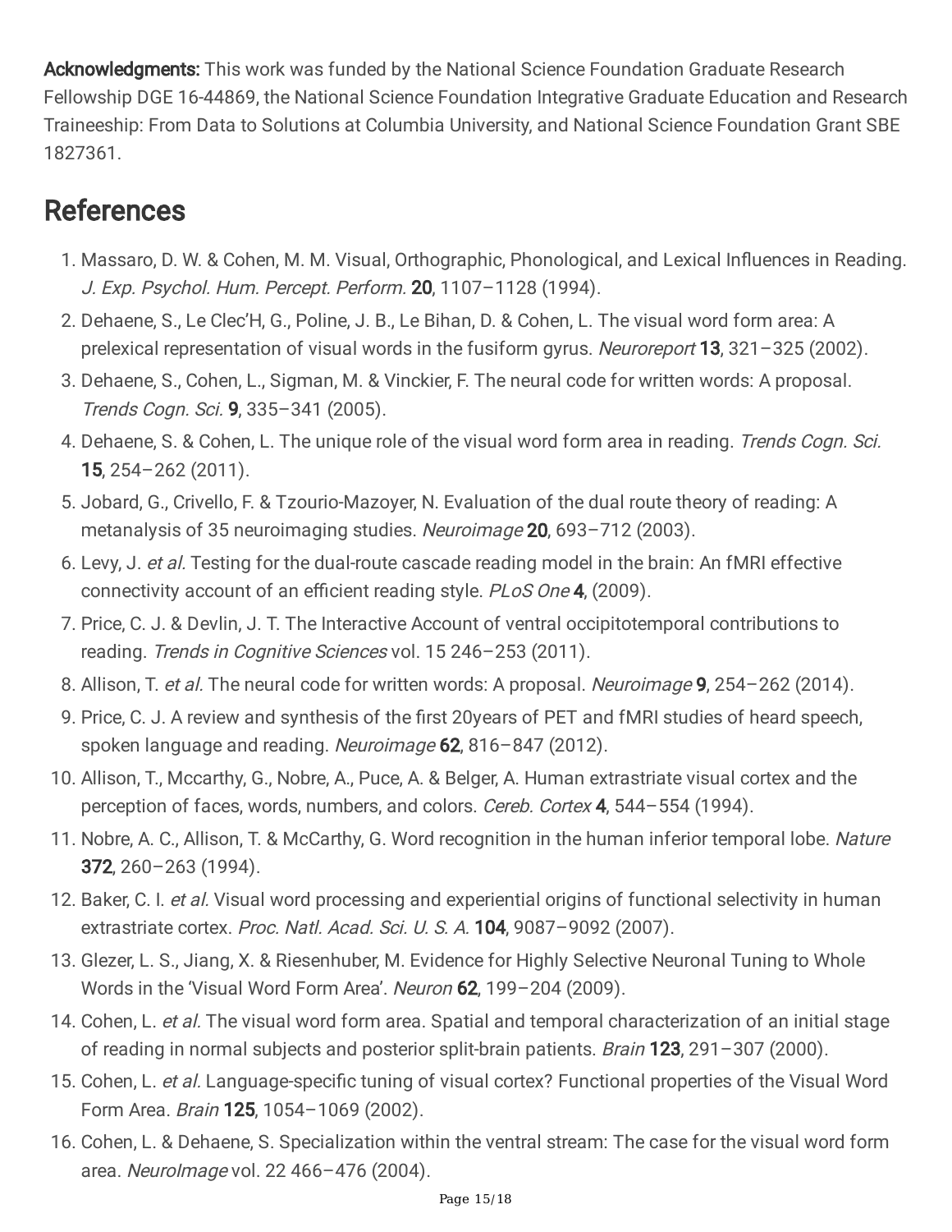**Acknowledgments:** This work was funded by the National Science Foundation Graduate Research Fellowship DGE 16-44869, the National Science Foundation Integrative Graduate Education and Research Traineeship: From Data to Solutions at Columbia University, and National Science Foundation Grant SBE 1827361.

## References

1. Massaro, D. W. & Cohen, M. M. Visual, Orthographic, Phonological, and Lexical Influences in Reading. *J. Exp. Psychol. Hum. Percept. Perform.* **20**, 1107–1128 (1994).
2. Dehaene, S., Le Clec'H, G., Poline, J. B., Le Bihan, D. & Cohen, L. The visual word form area: A prelexical representation of visual words in the fusiform gyrus. *Neuroreport* **13**, 321–325 (2002).
3. Dehaene, S., Cohen, L., Sigman, M. & Vinckier, F. The neural code for written words: A proposal. *Trends Cogn. Sci.* **9**, 335–341 (2005).
4. Dehaene, S. & Cohen, L. The unique role of the visual word form area in reading. *Trends Cogn. Sci.* **15**, 254–262 (2011).
5. Jobard, G., Crivello, F. & Tzourio-Mazoyer, N. Evaluation of the dual route theory of reading: A metanalysis of 35 neuroimaging studies. *Neuroimage* **20**, 693–712 (2003).
6. Levy, J. *et al.* Testing for the dual-route cascade reading model in the brain: An fMRI effective connectivity account of an efficient reading style. *PLoS One* **4**, (2009).
7. Price, C. J. & Devlin, J. T. The Interactive Account of ventral occipitotemporal contributions to reading. *Trends in Cognitive Sciences* vol. 15 246–253 (2011).
8. Allison, T. *et al.* The neural code for written words: A proposal. *Neuroimage* **9**, 254–262 (2014).
9. Price, C. J. A review and synthesis of the first 20years of PET and fMRI studies of heard speech, spoken language and reading. *Neuroimage* **62**, 816–847 (2012).
10. Allison, T., Mccarthy, G., Nobre, A., Puce, A. & Belger, A. Human extrastriate visual cortex and the perception of faces, words, numbers, and colors. *Cereb. Cortex* **4**, 544–554 (1994).
11. Nobre, A. C., Allison, T. & McCarthy, G. Word recognition in the human inferior temporal lobe. *Nature* **372**, 260–263 (1994).
12. Baker, C. I. *et al.* Visual word processing and experiential origins of functional selectivity in human extrastriate cortex. *Proc. Natl. Acad. Sci. U. S. A.* **104**, 9087–9092 (2007).
13. Glezer, L. S., Jiang, X. & Riesenhuber, M. Evidence for Highly Selective Neuronal Tuning to Whole Words in the 'Visual Word Form Area'. *Neuron* **62**, 199–204 (2009).
14. Cohen, L. *et al.* The visual word form area. Spatial and temporal characterization of an initial stage of reading in normal subjects and posterior split-brain patients. *Brain* **123**, 291–307 (2000).
15. Cohen, L. *et al.* Language-specific tuning of visual cortex? Functional properties of the Visual Word Form Area. *Brain* **125**, 1054–1069 (2002).
16. Cohen, L. & Dehaene, S. Specialization within the ventral stream: The case for the visual word form area. *NeuroImage* vol. 22 466–476 (2004).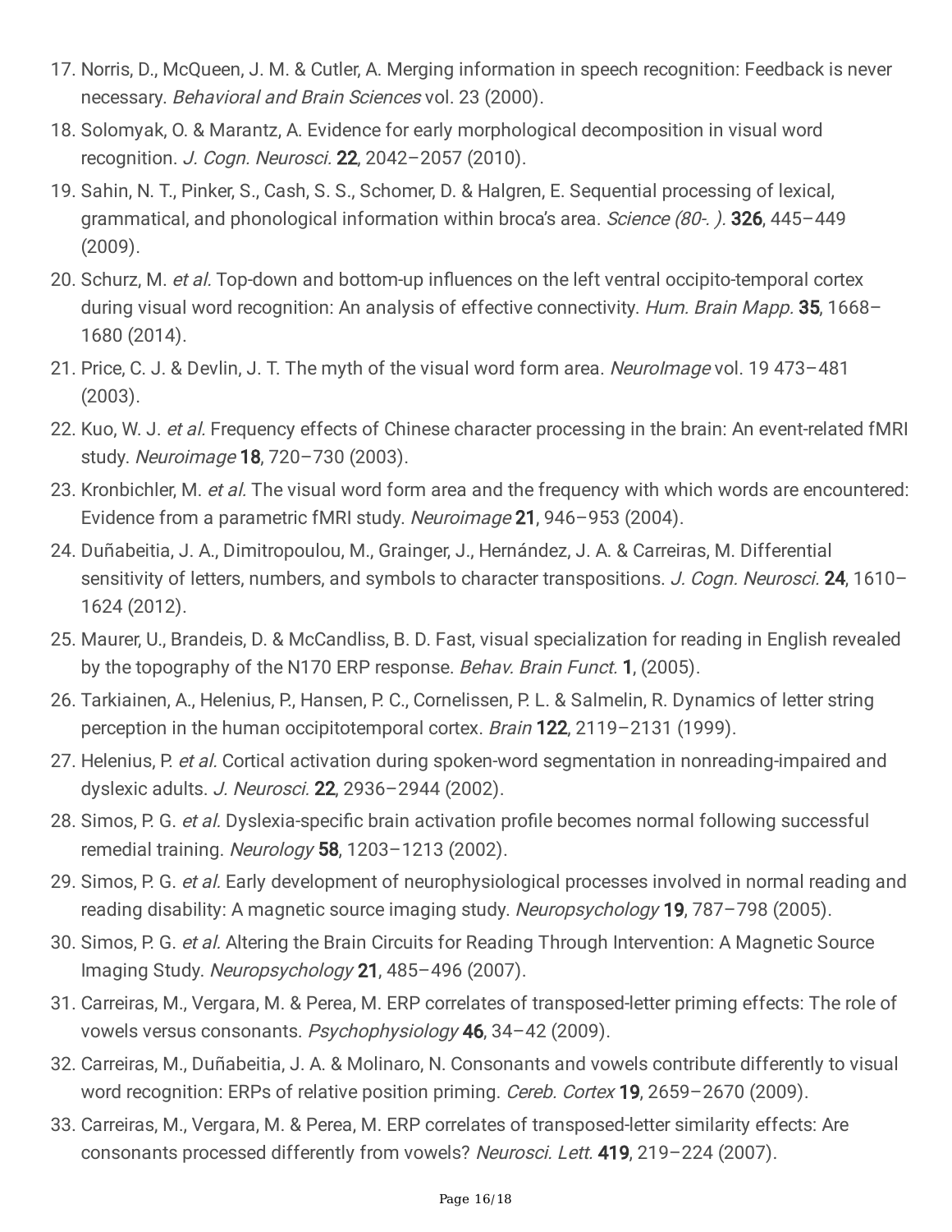17. Norris, D., McQueen, J. M. & Cutler, A. Merging information in speech recognition: Feedback is never necessary. *Behavioral and Brain Sciences* vol. 23 (2000).
18. Solomyak, O. & Marantz, A. Evidence for early morphological decomposition in visual word recognition. *J. Cogn. Neurosci.* **22**, 2042–2057 (2010).
19. Sahin, N. T., Pinker, S., Cash, S. S., Schomer, D. & Halgren, E. Sequential processing of lexical, grammatical, and phonological information within broca's area. *Science (80-. ).* **326**, 445–449 (2009).
20. Schurz, M. *et al.* Top-down and bottom-up influences on the left ventral occipito-temporal cortex during visual word recognition: An analysis of effective connectivity. *Hum. Brain Mapp.* **35**, 1668–1680 (2014).
21. Price, C. J. & Devlin, J. T. The myth of the visual word form area. *NeuroImage* vol. 19 473–481 (2003).
22. Kuo, W. J. *et al.* Frequency effects of Chinese character processing in the brain: An event-related fMRI study. *Neuroimage* **18**, 720–730 (2003).
23. Kronbichler, M. *et al.* The visual word form area and the frequency with which words are encountered: Evidence from a parametric fMRI study. *Neuroimage* **21**, 946–953 (2004).
24. Duñabeitia, J. A., Dimitropoulou, M., Grainger, J., Hernández, J. A. & Carreiras, M. Differential sensitivity of letters, numbers, and symbols to character transpositions. *J. Cogn. Neurosci.* **24**, 1610–1624 (2012).
25. Maurer, U., Brandeis, D. & McCandliss, B. D. Fast, visual specialization for reading in English revealed by the topography of the N170 ERP response. *Behav. Brain Funct.* **1**, (2005).
26. Tarkiainen, A., Helenius, P., Hansen, P. C., Cornelissen, P. L. & Salmelin, R. Dynamics of letter string perception in the human occipitotemporal cortex. *Brain* **122**, 2119–2131 (1999).
27. Helenius, P. *et al.* Cortical activation during spoken-word segmentation in nonreading-impaired and dyslexic adults. *J. Neurosci.* **22**, 2936–2944 (2002).
28. Simos, P. G. *et al.* Dyslexia-specific brain activation profile becomes normal following successful remedial training. *Neurology* **58**, 1203–1213 (2002).
29. Simos, P. G. *et al.* Early development of neurophysiological processes involved in normal reading and reading disability: A magnetic source imaging study. *Neuropsychology* **19**, 787–798 (2005).
30. Simos, P. G. *et al.* Altering the Brain Circuits for Reading Through Intervention: A Magnetic Source Imaging Study. *Neuropsychology* **21**, 485–496 (2007).
31. Carreiras, M., Vergara, M. & Perea, M. ERP correlates of transposed-letter priming effects: The role of vowels versus consonants. *Psychophysiology* **46**, 34–42 (2009).
32. Carreiras, M., Duñabeitia, J. A. & Molinaro, N. Consonants and vowels contribute differently to visual word recognition: ERPs of relative position priming. *Cereb. Cortex* **19**, 2659–2670 (2009).
33. Carreiras, M., Vergara, M. & Perea, M. ERP correlates of transposed-letter similarity effects: Are consonants processed differently from vowels? *Neurosci. Lett.* **419**, 219–224 (2007).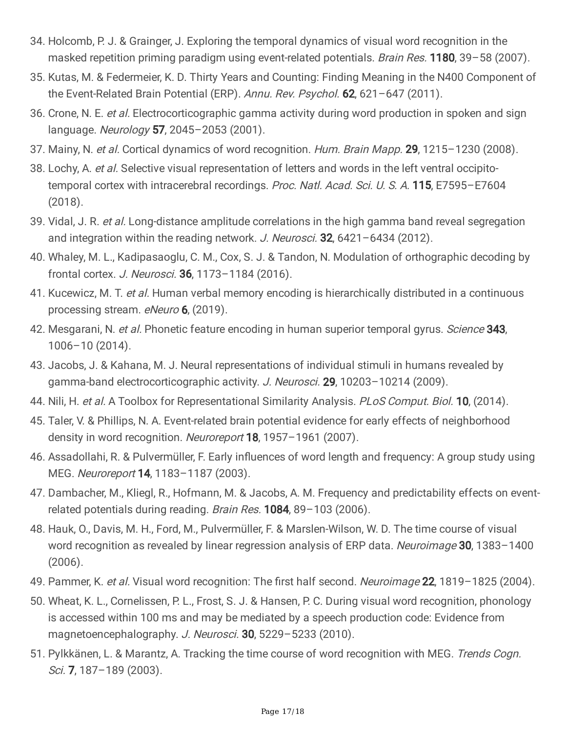34. Holcomb, P. J. & Grainger, J. Exploring the temporal dynamics of visual word recognition in the masked repetition priming paradigm using event-related potentials. *Brain Res.* **1180**, 39–58 (2007).
35. Kutas, M. & Federmeier, K. D. Thirty Years and Counting: Finding Meaning in the N400 Component of the Event-Related Brain Potential (ERP). *Annu. Rev. Psychol.* **62**, 621–647 (2011).
36. Crone, N. E. *et al.* Electrocorticographic gamma activity during word production in spoken and sign language. *Neurology* **57**, 2045–2053 (2001).
37. Mainy, N. *et al.* Cortical dynamics of word recognition. *Hum. Brain Mapp.* **29**, 1215–1230 (2008).
38. Lochy, A. *et al.* Selective visual representation of letters and words in the left ventral occipito-temporal cortex with intracerebral recordings. *Proc. Natl. Acad. Sci. U. S. A.* **115**, E7595–E7604 (2018).
39. Vidal, J. R. *et al.* Long-distance amplitude correlations in the high gamma band reveal segregation and integration within the reading network. *J. Neurosci.* **32**, 6421–6434 (2012).
40. Whaley, M. L., Kadipasaoglu, C. M., Cox, S. J. & Tandon, N. Modulation of orthographic decoding by frontal cortex. *J. Neurosci.* **36**, 1173–1184 (2016).
41. Kucewicz, M. T. *et al.* Human verbal memory encoding is hierarchically distributed in a continuous processing stream. *eNeuro* **6**, (2019).
42. Mesgarani, N. *et al.* Phonetic feature encoding in human superior temporal gyrus. *Science* **343**, 1006–10 (2014).
43. Jacobs, J. & Kahana, M. J. Neural representations of individual stimuli in humans revealed by gamma-band electrocorticographic activity. *J. Neurosci.* **29**, 10203–10214 (2009).
44. Nili, H. *et al.* A Toolbox for Representational Similarity Analysis. *PLoS Comput. Biol.* **10**, (2014).
45. Taler, V. & Phillips, N. A. Event-related brain potential evidence for early effects of neighborhood density in word recognition. *Neuroreport* **18**, 1957–1961 (2007).
46. Assadollahi, R. & Pulvermüller, F. Early influences of word length and frequency: A group study using MEG. *Neuroreport* **14**, 1183–1187 (2003).
47. Dambacher, M., Kliegl, R., Hofmann, M. & Jacobs, A. M. Frequency and predictability effects on event-related potentials during reading. *Brain Res.* **1084**, 89–103 (2006).
48. Hauk, O., Davis, M. H., Ford, M., Pulvermüller, F. & Marslen-Wilson, W. D. The time course of visual word recognition as revealed by linear regression analysis of ERP data. *Neuroimage* **30**, 1383–1400 (2006).
49. Pammer, K. *et al.* Visual word recognition: The first half second. *Neuroimage* **22**, 1819–1825 (2004).
50. Wheat, K. L., Cornelissen, P. L., Frost, S. J. & Hansen, P. C. During visual word recognition, phonology is accessed within 100 ms and may be mediated by a speech production code: Evidence from magnetoencephalography. *J. Neurosci.* **30**, 5229–5233 (2010).
51. Pylkkänen, L. & Marantz, A. Tracking the time course of word recognition with MEG. *Trends Cogn. Sci.* **7**, 187–189 (2003).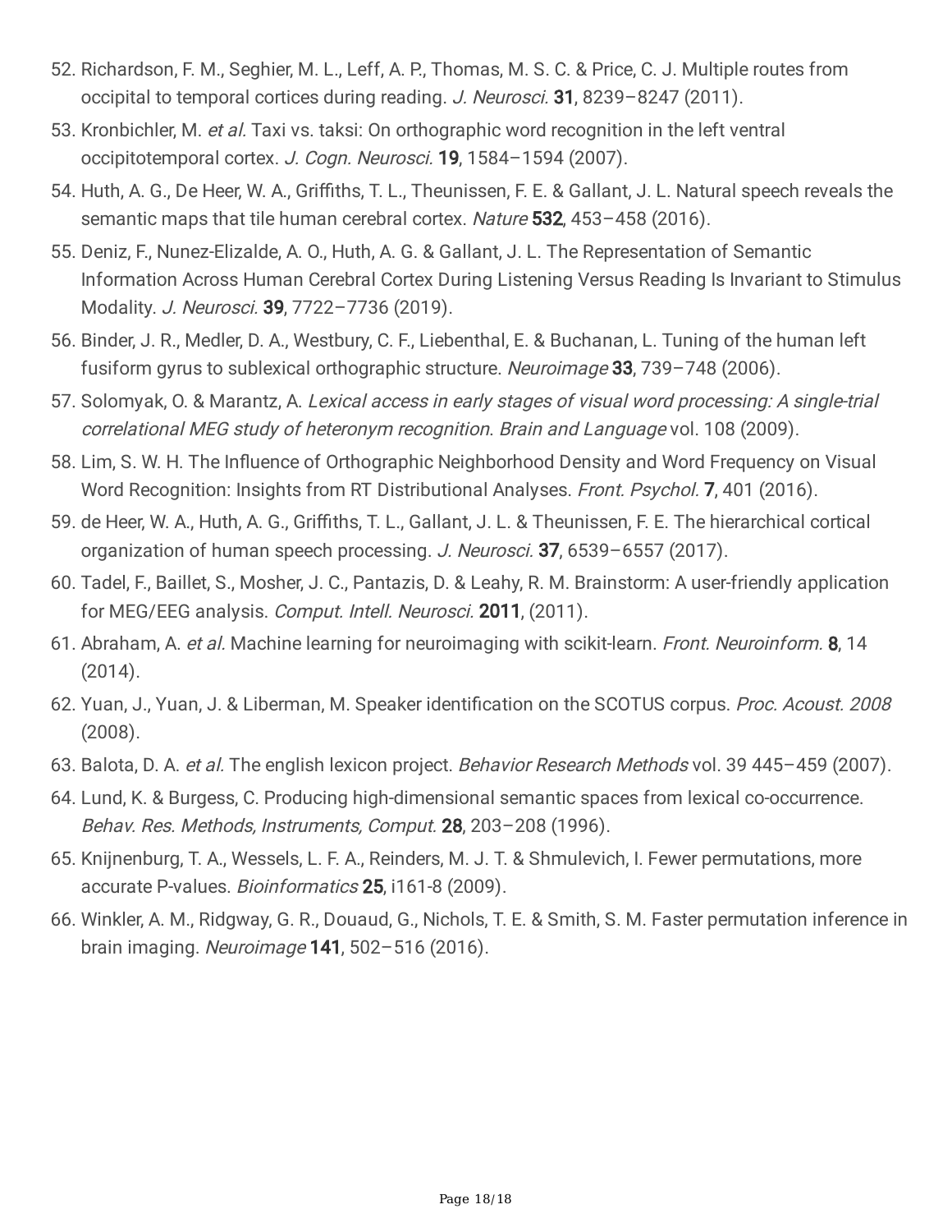52. Richardson, F. M., Seghier, M. L., Leff, A. P., Thomas, M. S. C. & Price, C. J. Multiple routes from occipital to temporal cortices during reading. *J. Neurosci.* **31**, 8239–8247 (2011).
53. Kronbichler, M. *et al.* Taxi vs. taksi: On orthographic word recognition in the left ventral occipitotemporal cortex. *J. Cogn. Neurosci.* **19**, 1584–1594 (2007).
54. Huth, A. G., De Heer, W. A., Griffiths, T. L., Theunissen, F. E. & Gallant, J. L. Natural speech reveals the semantic maps that tile human cerebral cortex. *Nature* **532**, 453–458 (2016).
55. Deniz, F., Nunez-Elizalde, A. O., Huth, A. G. & Gallant, J. L. The Representation of Semantic Information Across Human Cerebral Cortex During Listening Versus Reading Is Invariant to Stimulus Modality. *J. Neurosci.* **39**, 7722–7736 (2019).
56. Binder, J. R., Medler, D. A., Westbury, C. F., Liebenthal, E. & Buchanan, L. Tuning of the human left fusiform gyrus to sublexical orthographic structure. *Neuroimage* **33**, 739–748 (2006).
57. Solomyak, O. & Marantz, A. *Lexical access in early stages of visual word processing: A single-trial correlational MEG study of heteronym recognition*. *Brain and Language* vol. 108 (2009).
58. Lim, S. W. H. The Influence of Orthographic Neighborhood Density and Word Frequency on Visual Word Recognition: Insights from RT Distributional Analyses. *Front. Psychol.* **7**, 401 (2016).
59. de Heer, W. A., Huth, A. G., Griffiths, T. L., Gallant, J. L. & Theunissen, F. E. The hierarchical cortical organization of human speech processing. *J. Neurosci.* **37**, 6539–6557 (2017).
60. Tadel, F., Baillet, S., Mosher, J. C., Pantazis, D. & Leahy, R. M. Brainstorm: A user-friendly application for MEG/EEG analysis. *Comput. Intell. Neurosci.* **2011**, (2011).
61. Abraham, A. *et al.* Machine learning for neuroimaging with scikit-learn. *Front. Neuroinform.* **8**, 14 (2014).
62. Yuan, J., Yuan, J. & Liberman, M. Speaker identification on the SCOTUS corpus. *Proc. Acoust. 2008* (2008).
63. Balota, D. A. *et al.* The english lexicon project. *Behavior Research Methods* vol. 39 445–459 (2007).
64. Lund, K. & Burgess, C. Producing high-dimensional semantic spaces from lexical co-occurrence. *Behav. Res. Methods, Instruments, Comput.* **28**, 203–208 (1996).
65. Knijnenburg, T. A., Wessels, L. F. A., Reinders, M. J. T. & Shmulevich, I. Fewer permutations, more accurate P-values. *Bioinformatics* **25**, i161-8 (2009).
66. Winkler, A. M., Ridgway, G. R., Douaud, G., Nichols, T. E. & Smith, S. M. Faster permutation inference in brain imaging. *Neuroimage* **141**, 502–516 (2016).